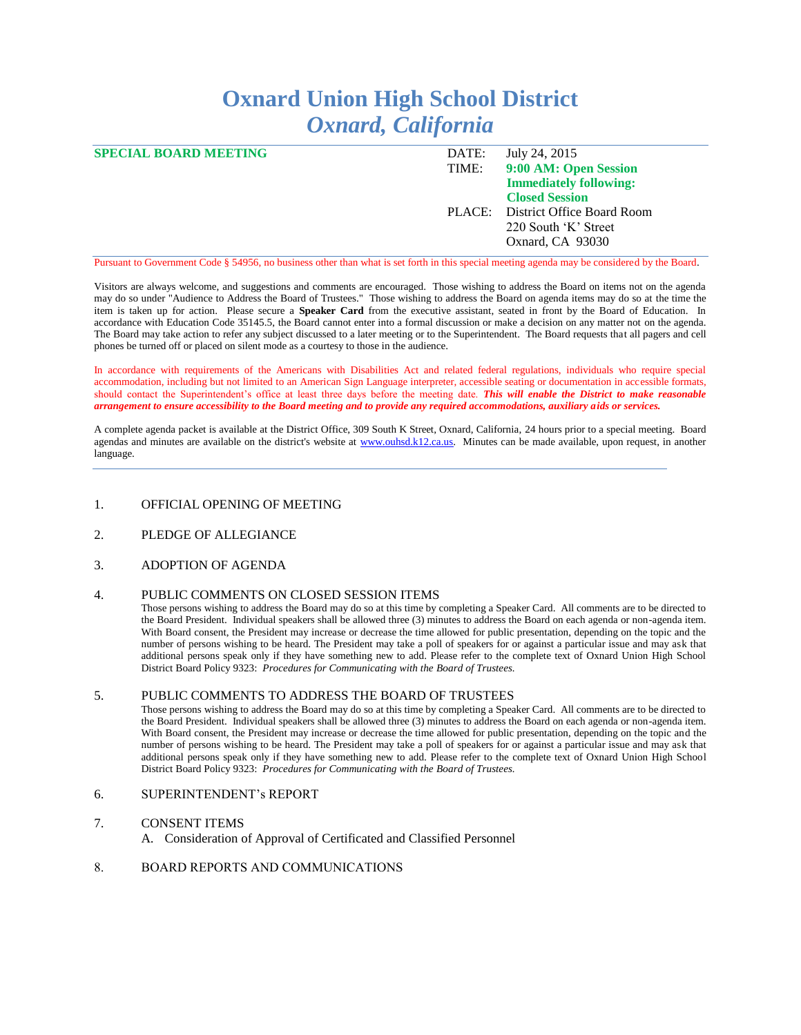# Oxnard Union High School District
## *Oxnard, California*

**SPECIAL BOARD MEETING**

| | |
|---|---|
| DATE: | July 24, 2015 |
| TIME: | **9:00 AM: Open Session** **Immediately following: Closed Session** |
| PLACE: | District Office Board Room 220 South 'K' Street Oxnard, CA 93030 |

Pursuant to Government Code § 54956, no business other than what is set forth in this special meeting agenda may be considered by the Board.

Visitors are always welcome, and suggestions and comments are encouraged. Those wishing to address the Board on items not on the agenda may do so under "Audience to Address the Board of Trustees." Those wishing to address the Board on agenda items may do so at the time the item is taken up for action. Please secure a **Speaker Card** from the executive assistant, seated in front by the Board of Education. In accordance with Education Code 35145.5, the Board cannot enter into a formal discussion or make a decision on any matter not on the agenda. The Board may take action to refer any subject discussed to a later meeting or to the Superintendent. The Board requests that all pagers and cell phones be turned off or placed on silent mode as a courtesy to those in the audience.

In accordance with requirements of the Americans with Disabilities Act and related federal regulations, individuals who require special accommodation, including but not limited to an American Sign Language interpreter, accessible seating or documentation in accessible formats, should contact the Superintendent's office at least three days before the meeting date. ***This will enable the District to make reasonable arrangement to ensure accessibility to the Board meeting and to provide any required accommodations, auxiliary aids or services.***

A complete agenda packet is available at the District Office, 309 South K Street, Oxnard, California, 24 hours prior to a special meeting. Board agendas and minutes are available on the district's website at www.ouhsd.k12.ca.us. Minutes can be made available, upon request, in another language.

---

1. OFFICIAL OPENING OF MEETING

2. PLEDGE OF ALLEGIANCE

3. ADOPTION OF AGENDA

4. PUBLIC COMMENTS ON CLOSED SESSION ITEMS

   Those persons wishing to address the Board may do so at this time by completing a Speaker Card. All comments are to be directed to the Board President. Individual speakers shall be allowed three (3) minutes to address the Board on each agenda or non-agenda item. With Board consent, the President may increase or decrease the time allowed for public presentation, depending on the topic and the number of persons wishing to be heard. The President may take a poll of speakers for or against a particular issue and may ask that additional persons speak only if they have something new to add. Please refer to the complete text of Oxnard Union High School District Board Policy 9323: *Procedures for Communicating with the Board of Trustees.*

5. PUBLIC COMMENTS TO ADDRESS THE BOARD OF TRUSTEES

   Those persons wishing to address the Board may do so at this time by completing a Speaker Card. All comments are to be directed to the Board President. Individual speakers shall be allowed three (3) minutes to address the Board on each agenda or non-agenda item. With Board consent, the President may increase or decrease the time allowed for public presentation, depending on the topic and the number of persons wishing to be heard. The President may take a poll of speakers for or against a particular issue and may ask that additional persons speak only if they have something new to add. Please refer to the complete text of Oxnard Union High School District Board Policy 9323: *Procedures for Communicating with the Board of Trustees.*

6. SUPERINTENDENT's REPORT

7. CONSENT ITEMS

   A. Consideration of Approval of Certificated and Classified Personnel

8. BOARD REPORTS AND COMMUNICATIONS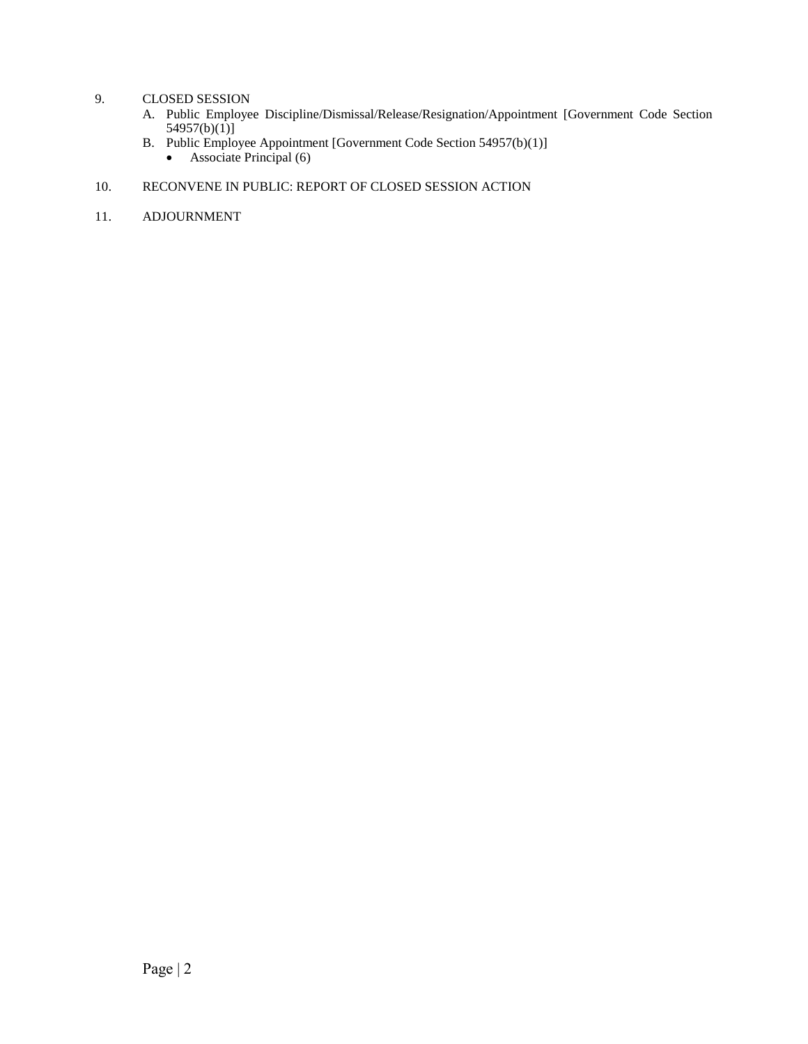9. CLOSED SESSION
   A. Public Employee Discipline/Dismissal/Release/Resignation/Appointment [Government Code Section 54957(b)(1)]
   B. Public Employee Appointment [Government Code Section 54957(b)(1)]
      - Associate Principal (6)

10. RECONVENE IN PUBLIC: REPORT OF CLOSED SESSION ACTION

11. ADJOURNMENT